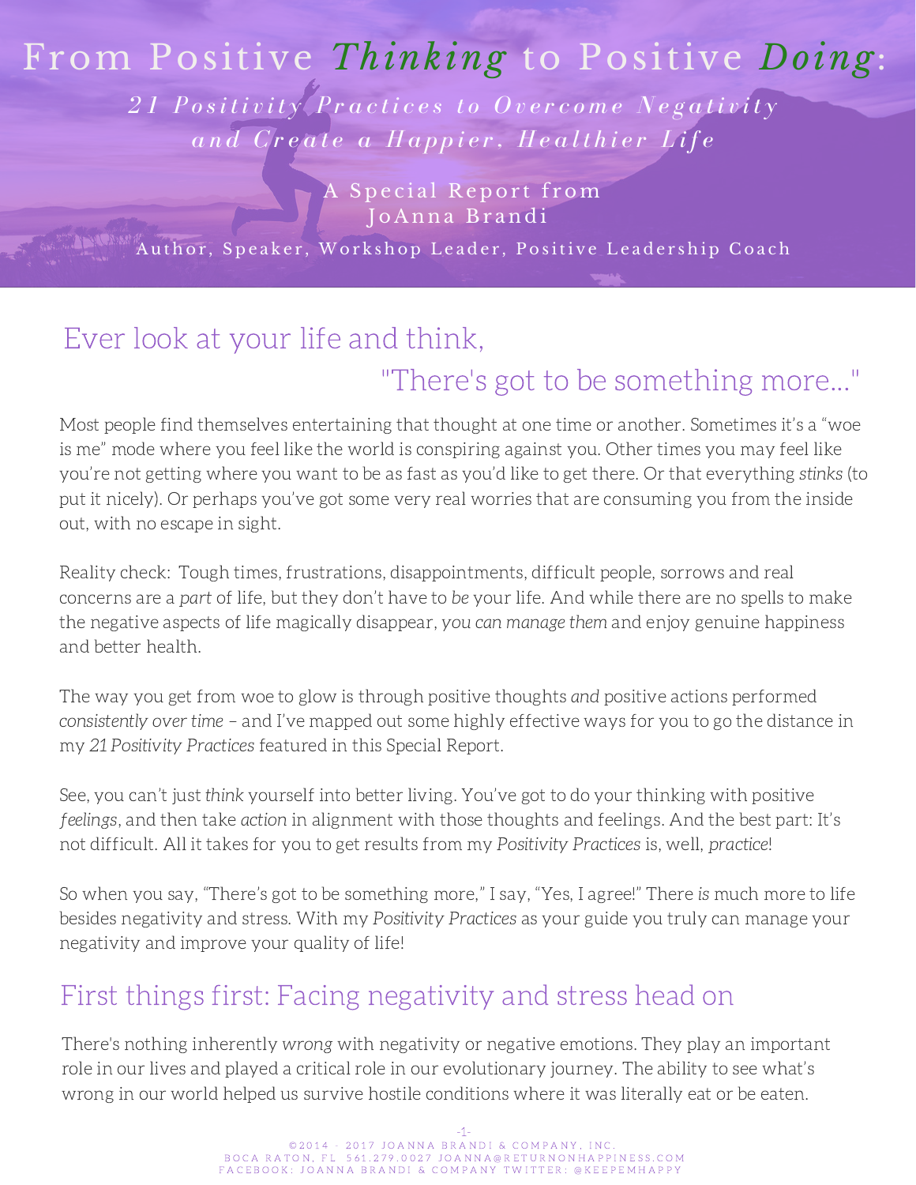# From Positive *Thinking* to Positive *Doing*:

*21 Positivity Practices to Overcome Negativity and Create a Happier, Healthier Life*

A Special Report from
JoAnna Brandi

Author, Speaker, Workshop Leader, Positive Leadership Coach

## Ever look at your life and think, "There's got to be something more..."

Most people find themselves entertaining that thought at one time or another. Sometimes it's a "woe is me" mode where you feel like the world is conspiring against you. Other times you may feel like you're not getting where you want to be as fast as you'd like to get there. Or that everything *stinks* (to put it nicely). Or perhaps you've got some very real worries that are consuming you from the inside out, with no escape in sight.

Reality check: Tough times, frustrations, disappointments, difficult people, sorrows and real concerns are a *part* of life, but they don't have to *be* your life. And while there are no spells to make the negative aspects of life magically disappear, *you can manage them* and enjoy genuine happiness and better health.

The way you get from woe to glow is through positive thoughts *and* positive actions performed *consistently over time* – and I've mapped out some highly effective ways for you to go the distance in my *21 Positivity Practices* featured in this Special Report.

See, you can't just *think* yourself into better living. You've got to do your thinking with positive *feelings*, and then take *action* in alignment with those thoughts and feelings. And the best part: It's not difficult. All it takes for you to get results from my *Positivity Practices* is, well, *practice*!

So when you say, "There's got to be something more," I say, "Yes, I agree!" There *is* much more to life besides negativity and stress. With my *Positivity Practices* as your guide you truly can manage your negativity and improve your quality of life!

## First things first: Facing negativity and stress head on

There's nothing inherently *wrong* with negativity or negative emotions. They play an important role in our lives and played a critical role in our evolutionary journey. The ability to see what's wrong in our world helped us survive hostile conditions where it was literally eat or be eaten.

©2014 - 2017 JOANNA BRANDI & COMPANY, INC.
BOCA RATON, FL 561.279.0027 JOANNA@RETURNONHAPPINESS.COM
FACEBOOK: JOANNA BRANDI & COMPANY TWITTER: @KEEPEMHAPPY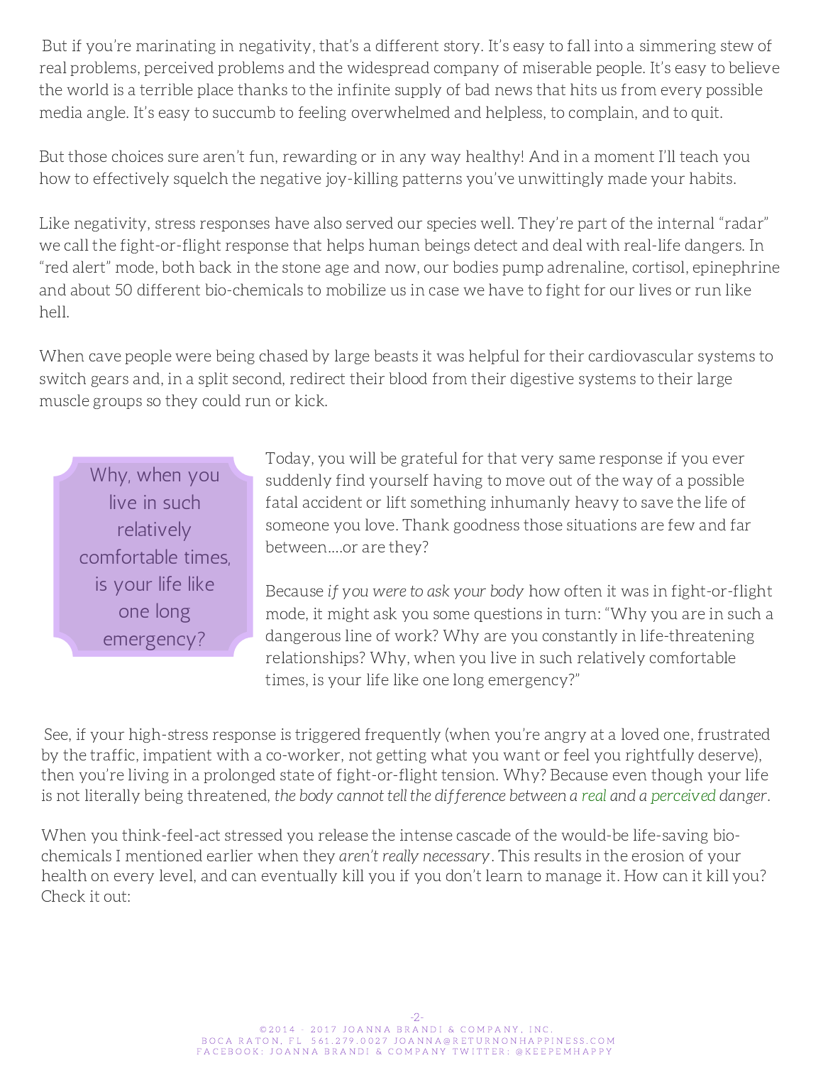But if you're marinating in negativity, that's a different story. It's easy to fall into a simmering stew of real problems, perceived problems and the widespread company of miserable people. It's easy to believe the world is a terrible place thanks to the infinite supply of bad news that hits us from every possible media angle. It's easy to succumb to feeling overwhelmed and helpless, to complain, and to quit.

But those choices sure aren't fun, rewarding or in any way healthy! And in a moment I'll teach you how to effectively squelch the negative joy-killing patterns you've unwittingly made your habits.

Like negativity, stress responses have also served our species well. They're part of the internal "radar" we call the fight-or-flight response that helps human beings detect and deal with real-life dangers. In "red alert" mode, both back in the stone age and now, our bodies pump adrenaline, cortisol, epinephrine and about 50 different bio-chemicals to mobilize us in case we have to fight for our lives or run like hell.

When cave people were being chased by large beasts it was helpful for their cardiovascular systems to switch gears and, in a split second, redirect their blood from their digestive systems to their large muscle groups so they could run or kick.

> Why, when you live in such relatively comfortable times, is your life like one long emergency?

Today, you will be grateful for that very same response if you ever suddenly find yourself having to move out of the way of a possible fatal accident or lift something inhumanly heavy to save the life of someone you love. Thank goodness those situations are few and far between....or are they?

Because *if you were to ask your body* how often it was in fight-or-flight mode, it might ask you some questions in turn: "Why you are in such a dangerous line of work? Why are you constantly in life-threatening relationships? Why, when you live in such relatively comfortable times, is your life like one long emergency?"

See, if your high-stress response is triggered frequently (when you're angry at a loved one, frustrated by the traffic, impatient with a co-worker, not getting what you want or feel you rightfully deserve), then you're living in a prolonged state of fight-or-flight tension. Why? Because even though your life is not literally being threatened, *the body cannot tell the difference between a real and a perceived danger*.

When you think-feel-act stressed you release the intense cascade of the would-be life-saving bio-chemicals I mentioned earlier when they *aren't really necessary*. This results in the erosion of your health on every level, and can eventually kill you if you don't learn to manage it. How can it kill you? Check it out: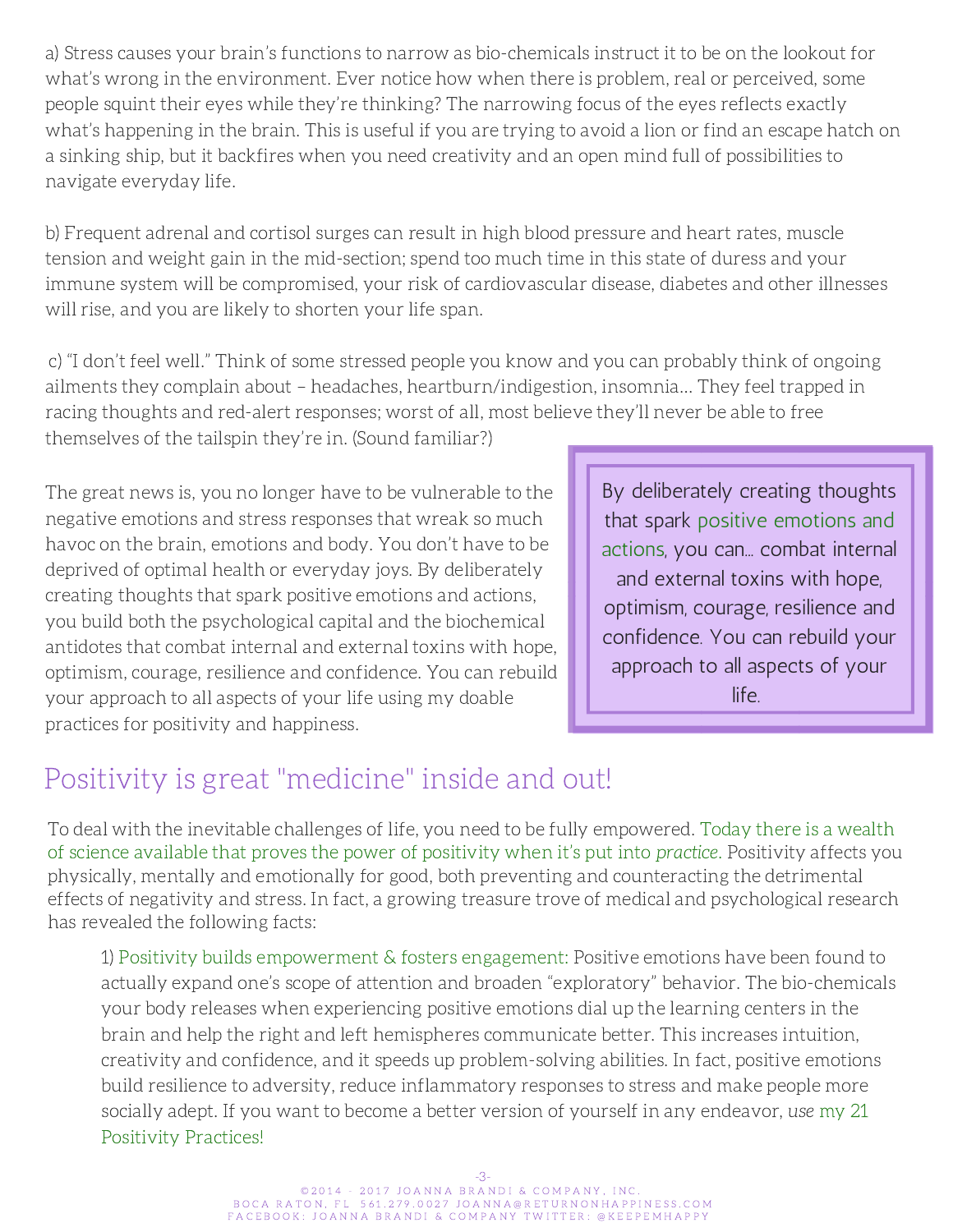a) Stress causes your brain's functions to narrow as bio-chemicals instruct it to be on the lookout for what's wrong in the environment. Ever notice how when there is problem, real or perceived, some people squint their eyes while they're thinking? The narrowing focus of the eyes reflects exactly what's happening in the brain. This is useful if you are trying to avoid a lion or find an escape hatch on a sinking ship, but it backfires when you need creativity and an open mind full of possibilities to navigate everyday life.

b) Frequent adrenal and cortisol surges can result in high blood pressure and heart rates, muscle tension and weight gain in the mid-section; spend too much time in this state of duress and your immune system will be compromised, your risk of cardiovascular disease, diabetes and other illnesses will rise, and you are likely to shorten your life span.

c) "I don't feel well." Think of some stressed people you know and you can probably think of ongoing ailments they complain about – headaches, heartburn/indigestion, insomnia… They feel trapped in racing thoughts and red-alert responses; worst of all, most believe they'll never be able to free themselves of the tailspin they're in. (Sound familiar?)

The great news is, you no longer have to be vulnerable to the negative emotions and stress responses that wreak so much havoc on the brain, emotions and body. You don't have to be deprived of optimal health or everyday joys. By deliberately creating thoughts that spark positive emotions and actions, you build both the psychological capital and the biochemical antidotes that combat internal and external toxins with hope, optimism, courage, resilience and confidence. You can rebuild your approach to all aspects of your life using my doable practices for positivity and happiness.

> By deliberately creating thoughts that spark positive emotions and actions, you can… combat internal and external toxins with hope, optimism, courage, resilience and confidence. You can rebuild your approach to all aspects of your life.

## Positivity is great "medicine" inside and out!

To deal with the inevitable challenges of life, you need to be fully empowered. Today there is a wealth of science available that proves the power of positivity when it's put into *practice*. Positivity affects you physically, mentally and emotionally for good, both preventing and counteracting the detrimental effects of negativity and stress. In fact, a growing treasure trove of medical and psychological research has revealed the following facts:

1) Positivity builds empowerment & fosters engagement: Positive emotions have been found to actually expand one's scope of attention and broaden "exploratory" behavior. The bio-chemicals your body releases when experiencing positive emotions dial up the learning centers in the brain and help the right and left hemispheres communicate better. This increases intuition, creativity and confidence, and it speeds up problem-solving abilities. In fact, positive emotions build resilience to adversity, reduce inflammatory responses to stress and make people more socially adept. If you want to become a better version of yourself in any endeavor, *use* my 21 Positivity Practices!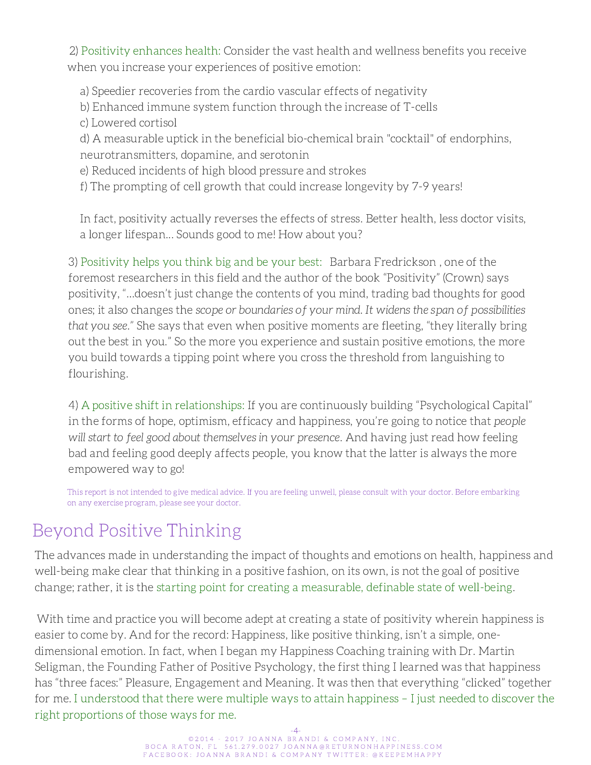2) Positivity enhances health: Consider the vast health and wellness benefits you receive when you increase your experiences of positive emotion:

a) Speedier recoveries from the cardio vascular effects of negativity
b) Enhanced immune system function through the increase of T-cells
c) Lowered cortisol
d) A measurable uptick in the beneficial bio-chemical brain "cocktail" of endorphins, neurotransmitters, dopamine, and serotonin
e) Reduced incidents of high blood pressure and strokes
f) The prompting of cell growth that could increase longevity by 7-9 years!

In fact, positivity actually reverses the effects of stress. Better health, less doctor visits, a longer lifespan… Sounds good to me! How about you?

3) Positivity helps you think big and be your best: Barbara Fredrickson , one of the foremost researchers in this field and the author of the book "Positivity" (Crown) says positivity, "…doesn't just change the contents of you mind, trading bad thoughts for good ones; it also changes the *scope or boundaries of your mind. It widens the span of possibilities that you see."* She says that even when positive moments are fleeting, "they literally bring out the best in you." So the more you experience and sustain positive emotions, the more you build towards a tipping point where you cross the threshold from languishing to flourishing.

4) A positive shift in relationships: If you are continuously building "Psychological Capital" in the forms of hope, optimism, efficacy and happiness, you're going to notice that *people will start to feel good about themselves in your presence*. And having just read how feeling bad and feeling good deeply affects people, you know that the latter is always the more empowered way to go!

This report is not intended to give medical advice. If you are feeling unwell, please consult with your doctor. Before embarking on any exercise program, please see your doctor.

# Beyond Positive Thinking

The advances made in understanding the impact of thoughts and emotions on health, happiness and well-being make clear that thinking in a positive fashion, on its own, is not the goal of positive change; rather, it is the starting point for creating a measurable, definable state of well-being.

With time and practice you will become adept at creating a state of positivity wherein happiness is easier to come by. And for the record: Happiness, like positive thinking, isn't a simple, one-dimensional emotion. In fact, when I began my Happiness Coaching training with Dr. Martin Seligman, the Founding Father of Positive Psychology, the first thing I learned was that happiness has "three faces:" Pleasure, Engagement and Meaning. It was then that everything "clicked" together for me. I understood that there were multiple ways to attain happiness – I just needed to discover the right proportions of those ways for me.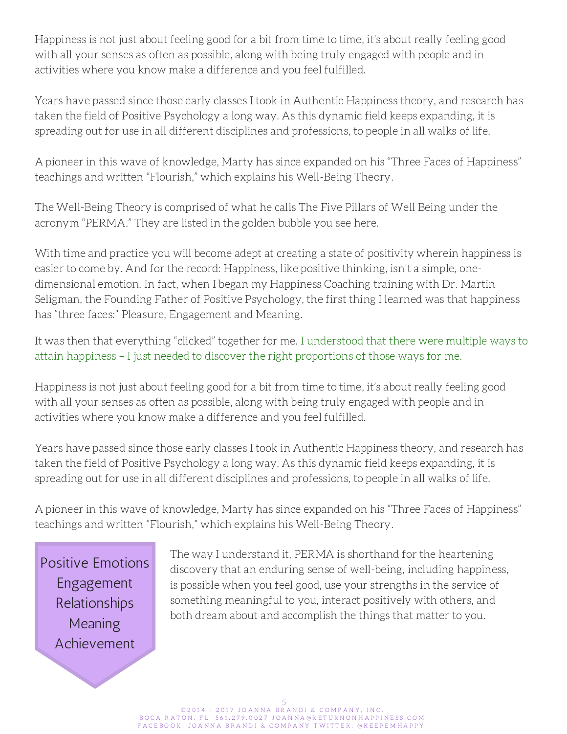Happiness is not just about feeling good for a bit from time to time, it's about really feeling good with all your senses as often as possible, along with being truly engaged with people and in activities where you know make a difference and you feel fulfilled.

Years have passed since those early classes I took in Authentic Happiness theory, and research has taken the field of Positive Psychology a long way. As this dynamic field keeps expanding, it is spreading out for use in all different disciplines and professions, to people in all walks of life.

A pioneer in this wave of knowledge, Marty has since expanded on his "Three Faces of Happiness" teachings and written "Flourish," which explains his Well-Being Theory.

The Well-Being Theory is comprised of what he calls The Five Pillars of Well Being under the acronym "PERMA." They are listed in the golden bubble you see here.

With time and practice you will become adept at creating a state of positivity wherein happiness is easier to come by. And for the record: Happiness, like positive thinking, isn't a simple, one-dimensional emotion. In fact, when I began my Happiness Coaching training with Dr. Martin Seligman, the Founding Father of Positive Psychology, the first thing I learned was that happiness has "three faces:" Pleasure, Engagement and Meaning.

It was then that everything "clicked" together for me. I understood that there were multiple ways to attain happiness – I just needed to discover the right proportions of those ways for me.

Happiness is not just about feeling good for a bit from time to time, it's about really feeling good with all your senses as often as possible, along with being truly engaged with people and in activities where you know make a difference and you feel fulfilled.

Years have passed since those early classes I took in Authentic Happiness theory, and research has taken the field of Positive Psychology a long way. As this dynamic field keeps expanding, it is spreading out for use in all different disciplines and professions, to people in all walks of life.

A pioneer in this wave of knowledge, Marty has since expanded on his "Three Faces of Happiness" teachings and written "Flourish," which explains his Well-Being Theory.

Positive Emotions
Engagement
Relationships
Meaning
Achievement

The way I understand it, PERMA is shorthand for the heartening discovery that an enduring sense of well-being, including happiness, is possible when you feel good, use your strengths in the service of something meaningful to you, interact positively with others, and both dream about and accomplish the things that matter to you.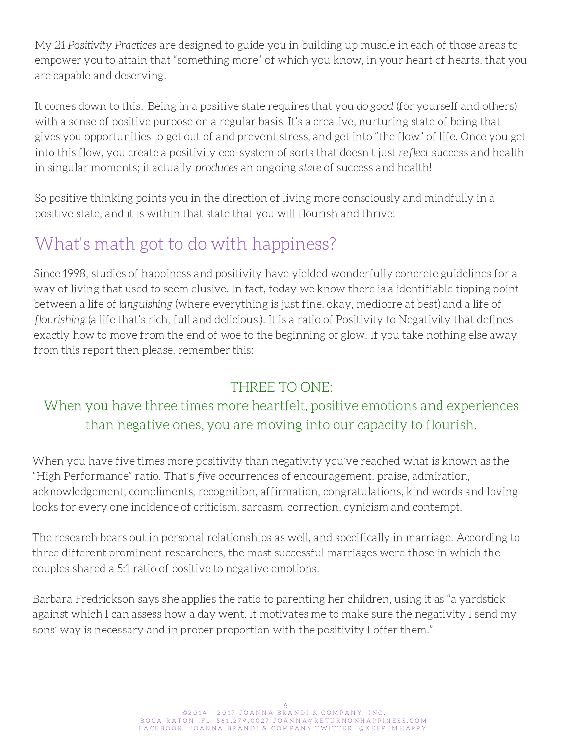My *21 Positivity Practices* are designed to guide you in building up muscle in each of those areas to empower you to attain that "something more" of which you know, in your heart of hearts, that you are capable and deserving.

It comes down to this: Being in a positive state requires that you *do good* (for yourself and others) with a sense of positive purpose on a regular basis. It's a creative, nurturing state of being that gives you opportunities to get out of and prevent stress, and get into "the flow" of life. Once you get into this flow, you create a positivity eco-system of sorts that doesn't just *reflect* success and health in singular moments; it actually *produces* an ongoing *state* of success and health!

So positive thinking points you in the direction of living more consciously and mindfully in a positive state, and it is within that state that you will flourish and thrive!

## What's math got to do with happiness?

Since 1998, studies of happiness and positivity have yielded wonderfully concrete guidelines for a way of living that used to seem elusive. In fact, today we know there is a identifiable tipping point between a life of *languishing* (where everything is just fine, okay, mediocre at best) and a life of *flourishing* (a life that's rich, full and delicious!). It is a ratio of Positivity to Negativity that defines exactly how to move from the end of woe to the beginning of glow. If you take nothing else away from this report then please, remember this:

THREE TO ONE:
When you have three times more heartfelt, positive emotions and experiences than negative ones, you are moving into our capacity to flourish.

When you have five times more positivity than negativity you've reached what is known as the "High Performance" ratio. That's *five* occurrences of encouragement, praise, admiration, acknowledgement, compliments, recognition, affirmation, congratulations, kind words and loving looks for every one incidence of criticism, sarcasm, correction, cynicism and contempt.

The research bears out in personal relationships as well, and specifically in marriage. According to three different prominent researchers, the most successful marriages were those in which the couples shared a 5:1 ratio of positive to negative emotions.

Barbara Fredrickson says she applies the ratio to parenting her children, using it as "a yardstick against which I can assess how a day went. It motivates me to make sure the negativity I send my sons' way is necessary and in proper proportion with the positivity I offer them."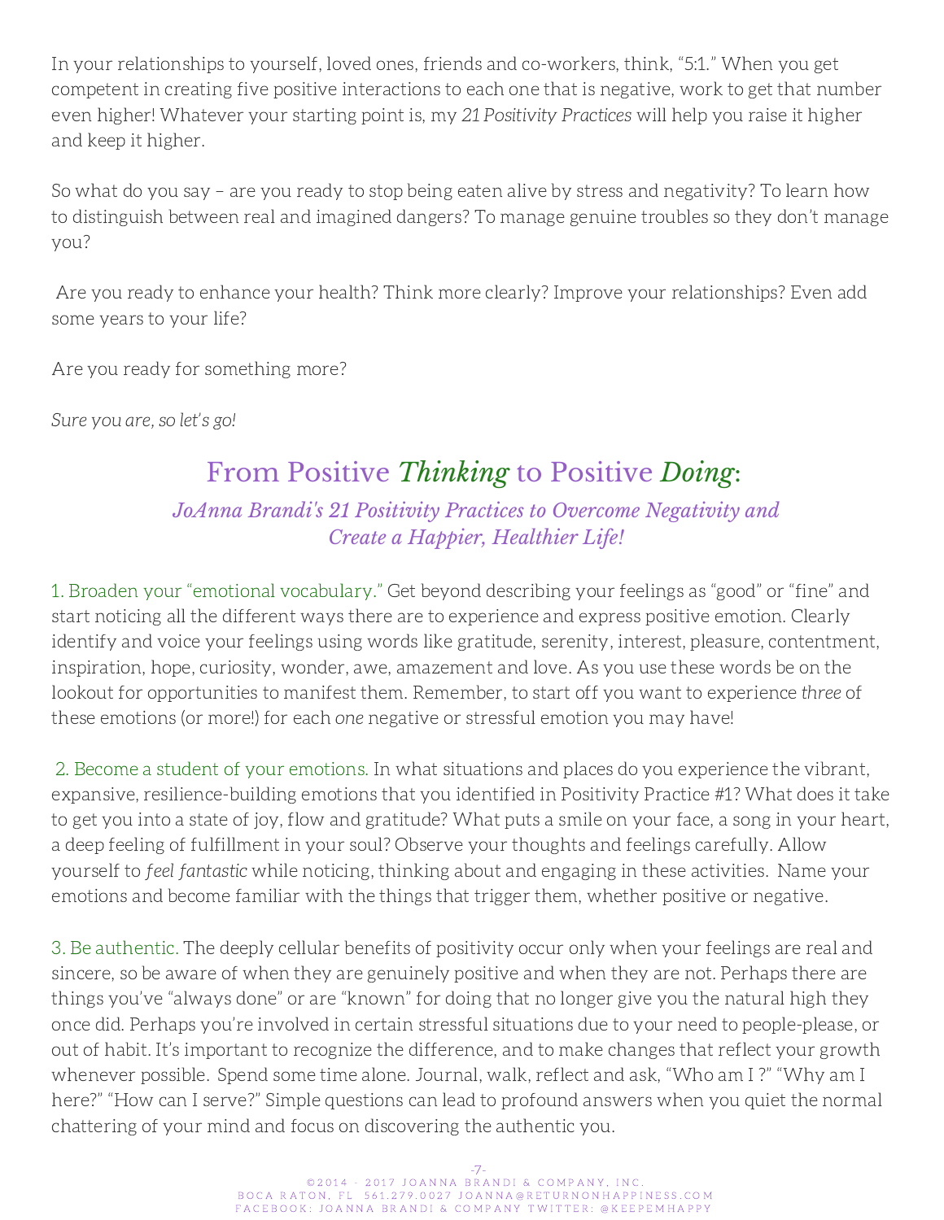In your relationships to yourself, loved ones, friends and co-workers, think, "5:1." When you get competent in creating five positive interactions to each one that is negative, work to get that number even higher! Whatever your starting point is, my *21 Positivity Practices* will help you raise it higher and keep it higher.

So what do you say – are you ready to stop being eaten alive by stress and negativity? To learn how to distinguish between real and imagined dangers? To manage genuine troubles so they don't manage you?

Are you ready to enhance your health? Think more clearly? Improve your relationships? Even add some years to your life?

Are you ready for something more?

*Sure you are, so let's go!*

## From Positive *Thinking* to Positive *Doing*:

### *JoAnna Brandi's 21 Positivity Practices to Overcome Negativity and Create a Happier, Healthier Life!*

1. Broaden your "emotional vocabulary." Get beyond describing your feelings as "good" or "fine" and start noticing all the different ways there are to experience and express positive emotion. Clearly identify and voice your feelings using words like gratitude, serenity, interest, pleasure, contentment, inspiration, hope, curiosity, wonder, awe, amazement and love. As you use these words be on the lookout for opportunities to manifest them. Remember, to start off you want to experience *three* of these emotions (or more!) for each *one* negative or stressful emotion you may have!

2. Become a student of your emotions. In what situations and places do you experience the vibrant, expansive, resilience-building emotions that you identified in Positivity Practice #1? What does it take to get you into a state of joy, flow and gratitude? What puts a smile on your face, a song in your heart, a deep feeling of fulfillment in your soul? Observe your thoughts and feelings carefully. Allow yourself to *feel fantastic* while noticing, thinking about and engaging in these activities. Name your emotions and become familiar with the things that trigger them, whether positive or negative.

3. Be authentic. The deeply cellular benefits of positivity occur only when your feelings are real and sincere, so be aware of when they are genuinely positive and when they are not. Perhaps there are things you've "always done" or are "known" for doing that no longer give you the natural high they once did. Perhaps you're involved in certain stressful situations due to your need to people-please, or out of habit. It's important to recognize the difference, and to make changes that reflect your growth whenever possible. Spend some time alone. Journal, walk, reflect and ask, "Who am I ?" "Why am I here?" "How can I serve?" Simple questions can lead to profound answers when you quiet the normal chattering of your mind and focus on discovering the authentic you.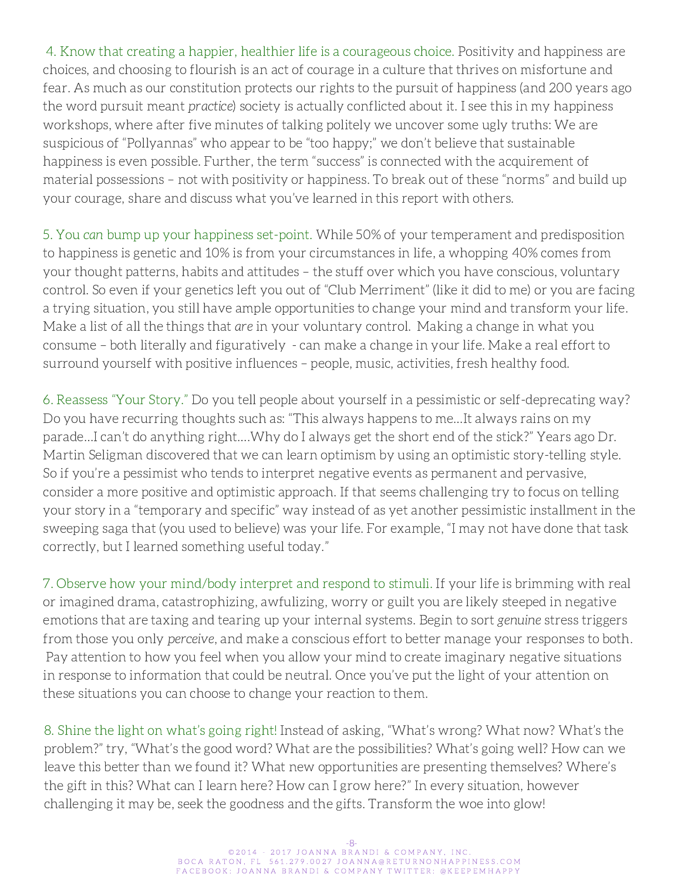4. Know that creating a happier, healthier life is a courageous choice. Positivity and happiness are choices, and choosing to flourish is an act of courage in a culture that thrives on misfortune and fear. As much as our constitution protects our rights to the pursuit of happiness (and 200 years ago the word pursuit meant *practice*) society is actually conflicted about it. I see this in my happiness workshops, where after five minutes of talking politely we uncover some ugly truths: We are suspicious of "Pollyannas" who appear to be "too happy;" we don't believe that sustainable happiness is even possible. Further, the term "success" is connected with the acquirement of material possessions – not with positivity or happiness. To break out of these "norms" and build up your courage, share and discuss what you've learned in this report with others.

5. You *can* bump up your happiness set-point. While 50% of your temperament and predisposition to happiness is genetic and 10% is from your circumstances in life, a whopping 40% comes from your thought patterns, habits and attitudes – the stuff over which you have conscious, voluntary control. So even if your genetics left you out of "Club Merriment" (like it did to me) or you are facing a trying situation, you still have ample opportunities to change your mind and transform your life. Make a list of all the things that *are* in your voluntary control. Making a change in what you consume – both literally and figuratively - can make a change in your life. Make a real effort to surround yourself with positive influences – people, music, activities, fresh healthy food.

6. Reassess "Your Story." Do you tell people about yourself in a pessimistic or self-deprecating way? Do you have recurring thoughts such as: "This always happens to me…It always rains on my parade…I can't do anything right….Why do I always get the short end of the stick?" Years ago Dr. Martin Seligman discovered that we can learn optimism by using an optimistic story-telling style. So if you're a pessimist who tends to interpret negative events as permanent and pervasive, consider a more positive and optimistic approach. If that seems challenging try to focus on telling your story in a "temporary and specific" way instead of as yet another pessimistic installment in the sweeping saga that (you used to believe) was your life. For example, "I may not have done that task correctly, but I learned something useful today."

7. Observe how your mind/body interpret and respond to stimuli. If your life is brimming with real or imagined drama, catastrophizing, awfulizing, worry or guilt you are likely steeped in negative emotions that are taxing and tearing up your internal systems. Begin to sort *genuine* stress triggers from those you only *perceive*, and make a conscious effort to better manage your responses to both. Pay attention to how you feel when you allow your mind to create imaginary negative situations in response to information that could be neutral. Once you've put the light of your attention on these situations you can choose to change your reaction to them.

8. Shine the light on what's going right! Instead of asking, "What's wrong? What now? What's the problem?" try, "What's the good word? What are the possibilities? What's going well? How can we leave this better than we found it? What new opportunities are presenting themselves? Where's the gift in this? What can I learn here? How can I grow here?" In every situation, however challenging it may be, seek the goodness and the gifts. Transform the woe into glow!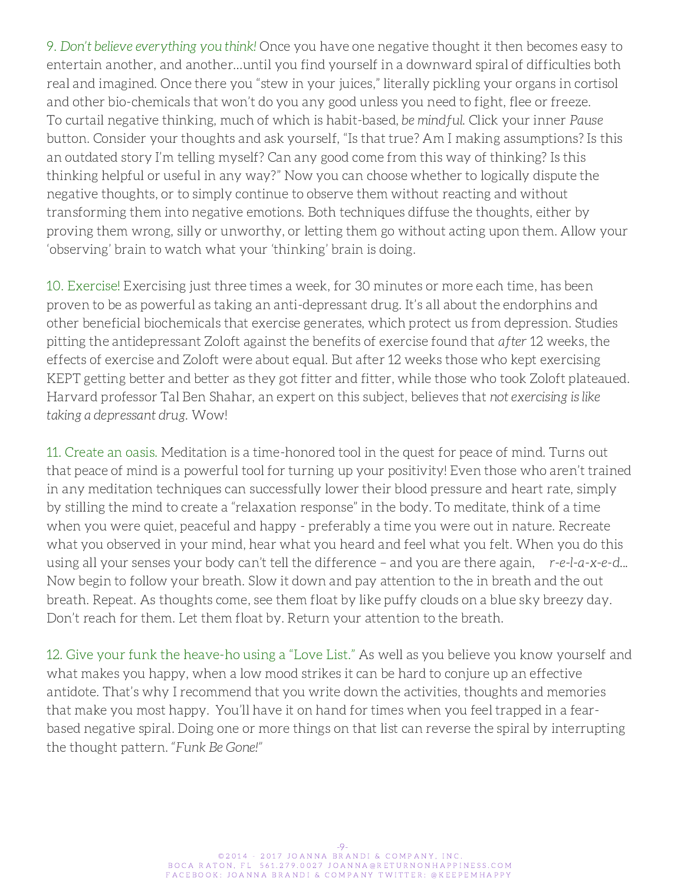9. *Don't believe everything you think!* Once you have one negative thought it then becomes easy to entertain another, and another…until you find yourself in a downward spiral of difficulties both real and imagined. Once there you "stew in your juices," literally pickling your organs in cortisol and other bio-chemicals that won't do you any good unless you need to fight, flee or freeze. To curtail negative thinking, much of which is habit-based, *be mindful*. Click your inner *Pause* button. Consider your thoughts and ask yourself, "Is that true? Am I making assumptions? Is this an outdated story I'm telling myself? Can any good come from this way of thinking? Is this thinking helpful or useful in any way?" Now you can choose whether to logically dispute the negative thoughts, or to simply continue to observe them without reacting and without transforming them into negative emotions. Both techniques diffuse the thoughts, either by proving them wrong, silly or unworthy, or letting them go without acting upon them. Allow your 'observing' brain to watch what your 'thinking' brain is doing.

10. Exercise! Exercising just three times a week, for 30 minutes or more each time, has been proven to be as powerful as taking an anti-depressant drug. It's all about the endorphins and other beneficial biochemicals that exercise generates, which protect us from depression. Studies pitting the antidepressant Zoloft against the benefits of exercise found that *after* 12 weeks, the effects of exercise and Zoloft were about equal. But after 12 weeks those who kept exercising KEPT getting better and better as they got fitter and fitter, while those who took Zoloft plateaued. Harvard professor Tal Ben Shahar, an expert on this subject, believes that *not exercising is like taking a depressant drug*. Wow!

11. Create an oasis. Meditation is a time-honored tool in the quest for peace of mind. Turns out that peace of mind is a powerful tool for turning up your positivity! Even those who aren't trained in any meditation techniques can successfully lower their blood pressure and heart rate, simply by stilling the mind to create a "relaxation response" in the body. To meditate, think of a time when you were quiet, peaceful and happy - preferably a time you were out in nature. Recreate what you observed in your mind, hear what you heard and feel what you felt. When you do this using all your senses your body can't tell the difference – and you are there again, *r-e-l-a-x-e-d…* Now begin to follow your breath. Slow it down and pay attention to the in breath and the out breath. Repeat. As thoughts come, see them float by like puffy clouds on a blue sky breezy day. Don't reach for them. Let them float by. Return your attention to the breath.

12. Give your funk the heave-ho using a "Love List." As well as you believe you know yourself and what makes you happy, when a low mood strikes it can be hard to conjure up an effective antidote. That's why I recommend that you write down the activities, thoughts and memories that make you most happy. You'll have it on hand for times when you feel trapped in a fear-based negative spiral. Doing one or more things on that list can reverse the spiral by interrupting the thought pattern. "*Funk Be Gone!*"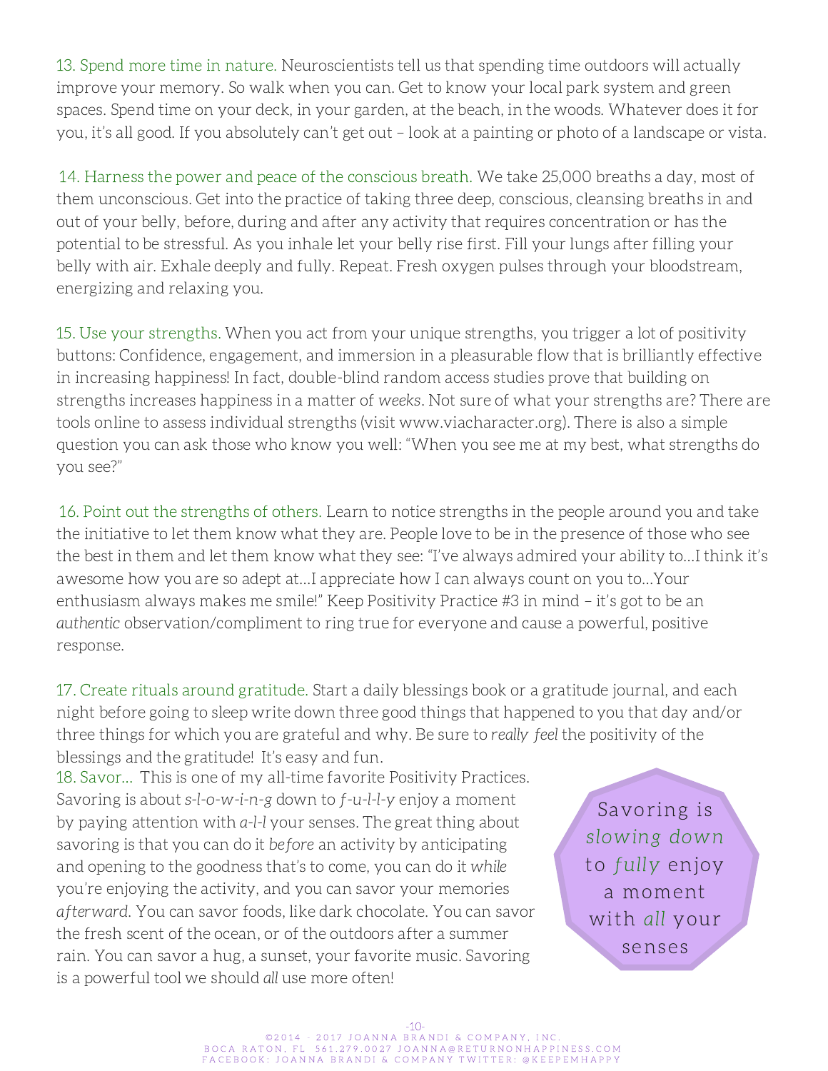13. Spend more time in nature. Neuroscientists tell us that spending time outdoors will actually improve your memory. So walk when you can. Get to know your local park system and green spaces. Spend time on your deck, in your garden, at the beach, in the woods. Whatever does it for you, it's all good. If you absolutely can't get out – look at a painting or photo of a landscape or vista.

14. Harness the power and peace of the conscious breath. We take 25,000 breaths a day, most of them unconscious. Get into the practice of taking three deep, conscious, cleansing breaths in and out of your belly, before, during and after any activity that requires concentration or has the potential to be stressful. As you inhale let your belly rise first. Fill your lungs after filling your belly with air. Exhale deeply and fully. Repeat. Fresh oxygen pulses through your bloodstream, energizing and relaxing you.

15. Use your strengths. When you act from your unique strengths, you trigger a lot of positivity buttons: Confidence, engagement, and immersion in a pleasurable flow that is brilliantly effective in increasing happiness! In fact, double-blind random access studies prove that building on strengths increases happiness in a matter of *weeks*. Not sure of what your strengths are? There are tools online to assess individual strengths (visit www.viacharacter.org). There is also a simple question you can ask those who know you well: "When you see me at my best, what strengths do you see?"

16. Point out the strengths of others. Learn to notice strengths in the people around you and take the initiative to let them know what they are. People love to be in the presence of those who see the best in them and let them know what they see: "I've always admired your ability to…I think it's awesome how you are so adept at…I appreciate how I can always count on you to…Your enthusiasm always makes me smile!" Keep Positivity Practice #3 in mind – it's got to be an *authentic* observation/compliment to ring true for everyone and cause a powerful, positive response.

17. Create rituals around gratitude. Start a daily blessings book or a gratitude journal, and each night before going to sleep write down three good things that happened to you that day and/or three things for which you are grateful and why. Be sure to *really feel* the positivity of the blessings and the gratitude! It's easy and fun.

18. Savor… This is one of my all-time favorite Positivity Practices. Savoring is about *s-l-o-w-i-n-g* down to *f-u-l-l-y* enjoy a moment by paying attention with *a-l-l* your senses. The great thing about savoring is that you can do it *before* an activity by anticipating and opening to the goodness that's to come, you can do it *while* you're enjoying the activity, and you can savor your memories *afterward*. You can savor foods, like dark chocolate. You can savor the fresh scent of the ocean, or of the outdoors after a summer rain. You can savor a hug, a sunset, your favorite music. Savoring is a powerful tool we should *all* use more often!

> Savoring is *slowing down* to *fully* enjoy a moment with *all* your senses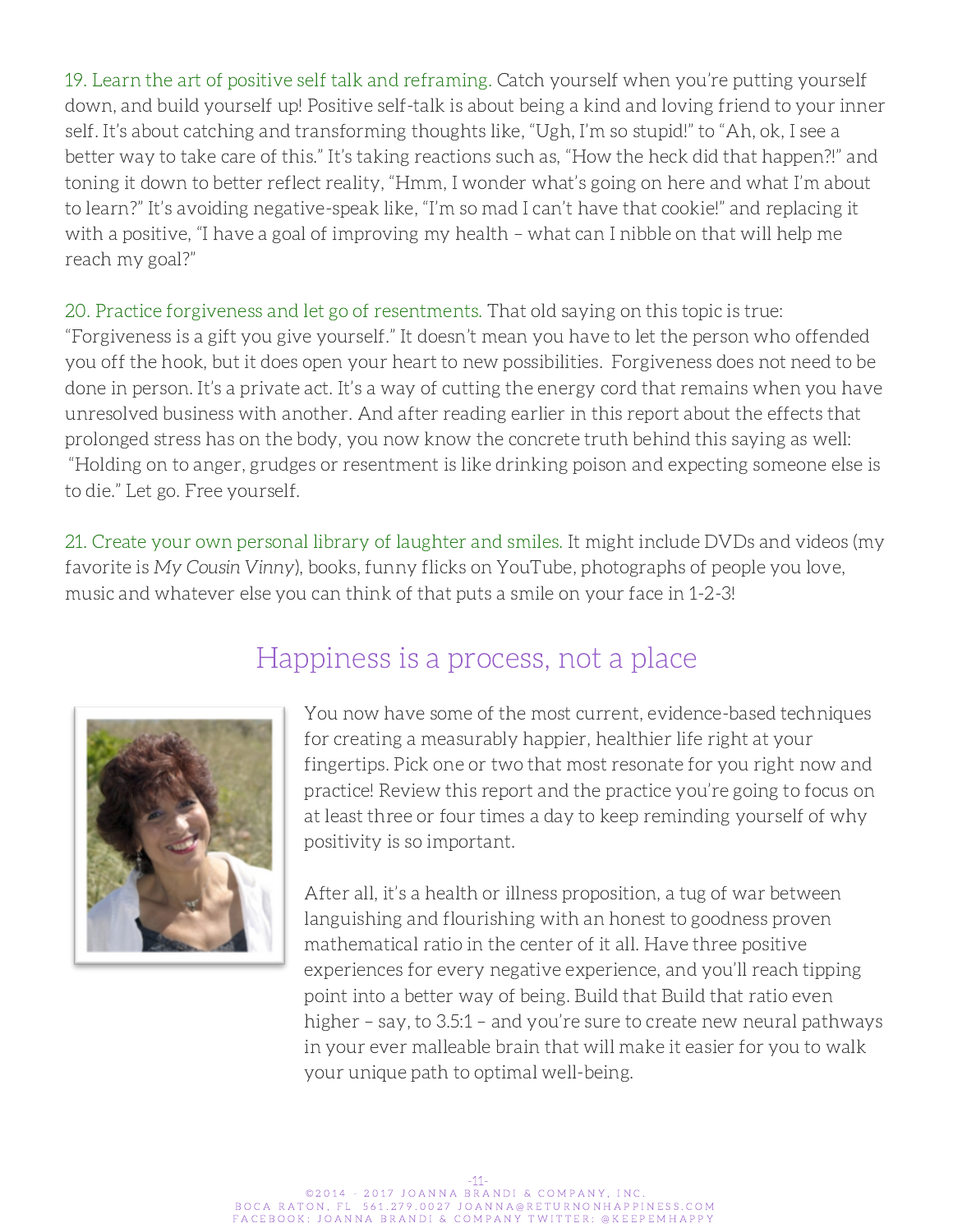19. Learn the art of positive self talk and reframing. Catch yourself when you're putting yourself down, and build yourself up! Positive self-talk is about being a kind and loving friend to your inner self. It's about catching and transforming thoughts like, "Ugh, I'm so stupid!" to "Ah, ok, I see a better way to take care of this." It's taking reactions such as, "How the heck did that happen?!" and toning it down to better reflect reality, "Hmm, I wonder what's going on here and what I'm about to learn?" It's avoiding negative-speak like, "I'm so mad I can't have that cookie!" and replacing it with a positive, "I have a goal of improving my health – what can I nibble on that will help me reach my goal?"

20. Practice forgiveness and let go of resentments. That old saying on this topic is true: "Forgiveness is a gift you give yourself." It doesn't mean you have to let the person who offended you off the hook, but it does open your heart to new possibilities. Forgiveness does not need to be done in person. It's a private act. It's a way of cutting the energy cord that remains when you have unresolved business with another. And after reading earlier in this report about the effects that prolonged stress has on the body, you now know the concrete truth behind this saying as well: "Holding on to anger, grudges or resentment is like drinking poison and expecting someone else is to die." Let go. Free yourself.

21. Create your own personal library of laughter and smiles. It might include DVDs and videos (my favorite is *My Cousin Vinny*), books, funny flicks on YouTube, photographs of people you love, music and whatever else you can think of that puts a smile on your face in 1-2-3!

## Happiness is a process, not a place

You now have some of the most current, evidence-based techniques for creating a measurably happier, healthier life right at your fingertips. Pick one or two that most resonate for you right now and practice! Review this report and the practice you're going to focus on at least three or four times a day to keep reminding yourself of why positivity is so important.

After all, it's a health or illness proposition, a tug of war between languishing and flourishing with an honest to goodness proven mathematical ratio in the center of it all. Have three positive experiences for every negative experience, and you'll reach tipping point into a better way of being. Build that Build that ratio even higher – say, to 3.5:1 – and you're sure to create new neural pathways in your ever malleable brain that will make it easier for you to walk your unique path to optimal well-being.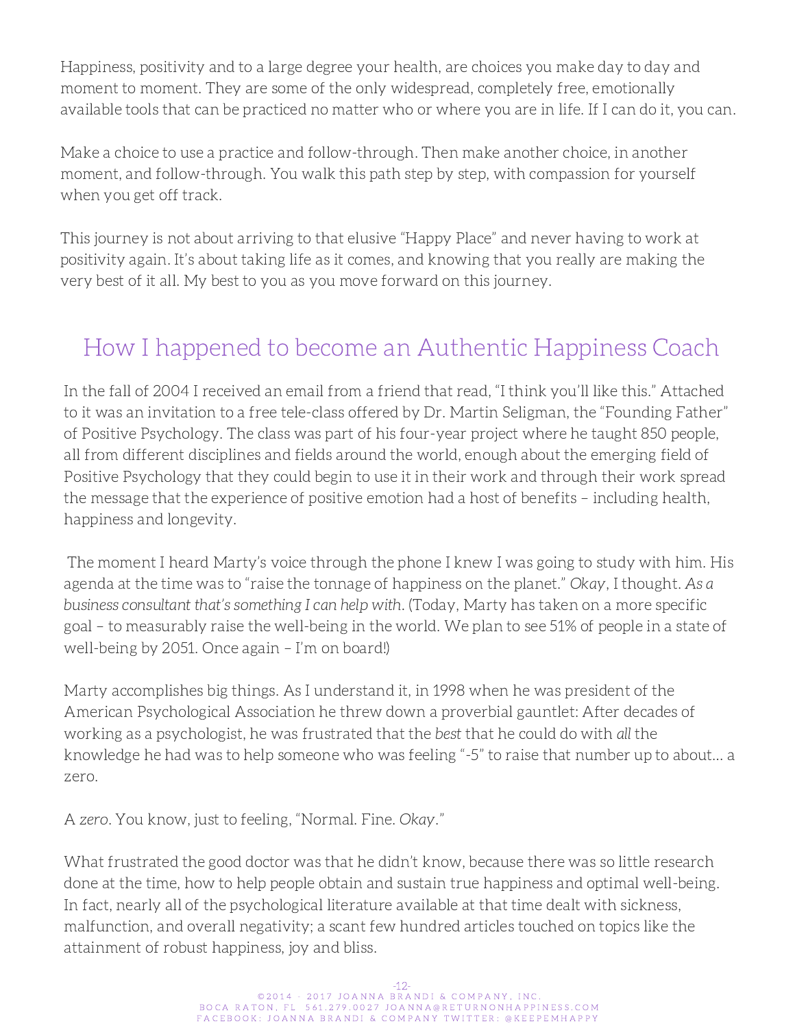Happiness, positivity and to a large degree your health, are choices you make day to day and moment to moment. They are some of the only widespread, completely free, emotionally available tools that can be practiced no matter who or where you are in life. If I can do it, you can.

Make a choice to use a practice and follow-through. Then make another choice, in another moment, and follow-through. You walk this path step by step, with compassion for yourself when you get off track.

This journey is not about arriving to that elusive "Happy Place" and never having to work at positivity again. It's about taking life as it comes, and knowing that you really are making the very best of it all. My best to you as you move forward on this journey.

## How I happened to become an Authentic Happiness Coach

In the fall of 2004 I received an email from a friend that read, "I think you'll like this." Attached to it was an invitation to a free tele-class offered by Dr. Martin Seligman, the "Founding Father" of Positive Psychology. The class was part of his four-year project where he taught 850 people, all from different disciplines and fields around the world, enough about the emerging field of Positive Psychology that they could begin to use it in their work and through their work spread the message that the experience of positive emotion had a host of benefits – including health, happiness and longevity.

The moment I heard Marty's voice through the phone I knew I was going to study with him. His agenda at the time was to "raise the tonnage of happiness on the planet." *Okay*, I thought. *As a business consultant that's something I can help with*. (Today, Marty has taken on a more specific goal – to measurably raise the well-being in the world. We plan to see 51% of people in a state of well-being by 2051. Once again – I'm on board!)

Marty accomplishes big things. As I understand it, in 1998 when he was president of the American Psychological Association he threw down a proverbial gauntlet: After decades of working as a psychologist, he was frustrated that the *best* that he could do with *all* the knowledge he had was to help someone who was feeling "-5" to raise that number up to about… a zero.

A *zero*. You know, just to feeling, "Normal. Fine. *Okay*."

What frustrated the good doctor was that he didn't know, because there was so little research done at the time, how to help people obtain and sustain true happiness and optimal well-being. In fact, nearly all of the psychological literature available at that time dealt with sickness, malfunction, and overall negativity; a scant few hundred articles touched on topics like the attainment of robust happiness, joy and bliss.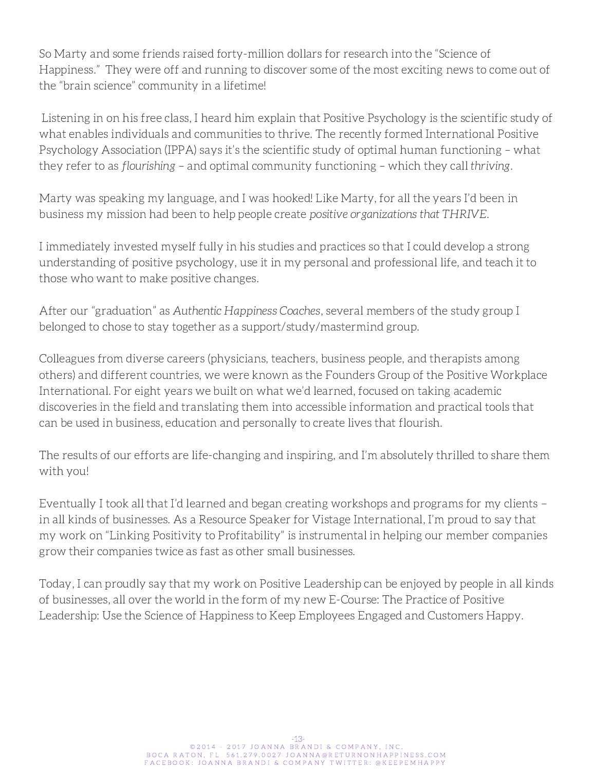So Marty and some friends raised forty-million dollars for research into the "Science of Happiness." They were off and running to discover some of the most exciting news to come out of the "brain science" community in a lifetime!

Listening in on his free class, I heard him explain that Positive Psychology is the scientific study of what enables individuals and communities to thrive. The recently formed International Positive Psychology Association (IPPA) says it's the scientific study of optimal human functioning – what they refer to as *flourishing* – and optimal community functioning – which they call *thriving*.

Marty was speaking my language, and I was hooked! Like Marty, for all the years I'd been in business my mission had been to help people create *positive organizations that THRIVE*.

I immediately invested myself fully in his studies and practices so that I could develop a strong understanding of positive psychology, use it in my personal and professional life, and teach it to those who want to make positive changes.

After our "graduation" as *Authentic Happiness Coaches*, several members of the study group I belonged to chose to stay together as a support/study/mastermind group.

Colleagues from diverse careers (physicians, teachers, business people, and therapists among others) and different countries, we were known as the Founders Group of the Positive Workplace International. For eight years we built on what we'd learned, focused on taking academic discoveries in the field and translating them into accessible information and practical tools that can be used in business, education and personally to create lives that flourish.

The results of our efforts are life-changing and inspiring, and I'm absolutely thrilled to share them with you!

Eventually I took all that I'd learned and began creating workshops and programs for my clients – in all kinds of businesses. As a Resource Speaker for Vistage International, I'm proud to say that my work on "Linking Positivity to Profitability" is instrumental in helping our member companies grow their companies twice as fast as other small businesses.

Today, I can proudly say that my work on Positive Leadership can be enjoyed by people in all kinds of businesses, all over the world in the form of my new E-Course: The Practice of Positive Leadership: Use the Science of Happiness to Keep Employees Engaged and Customers Happy.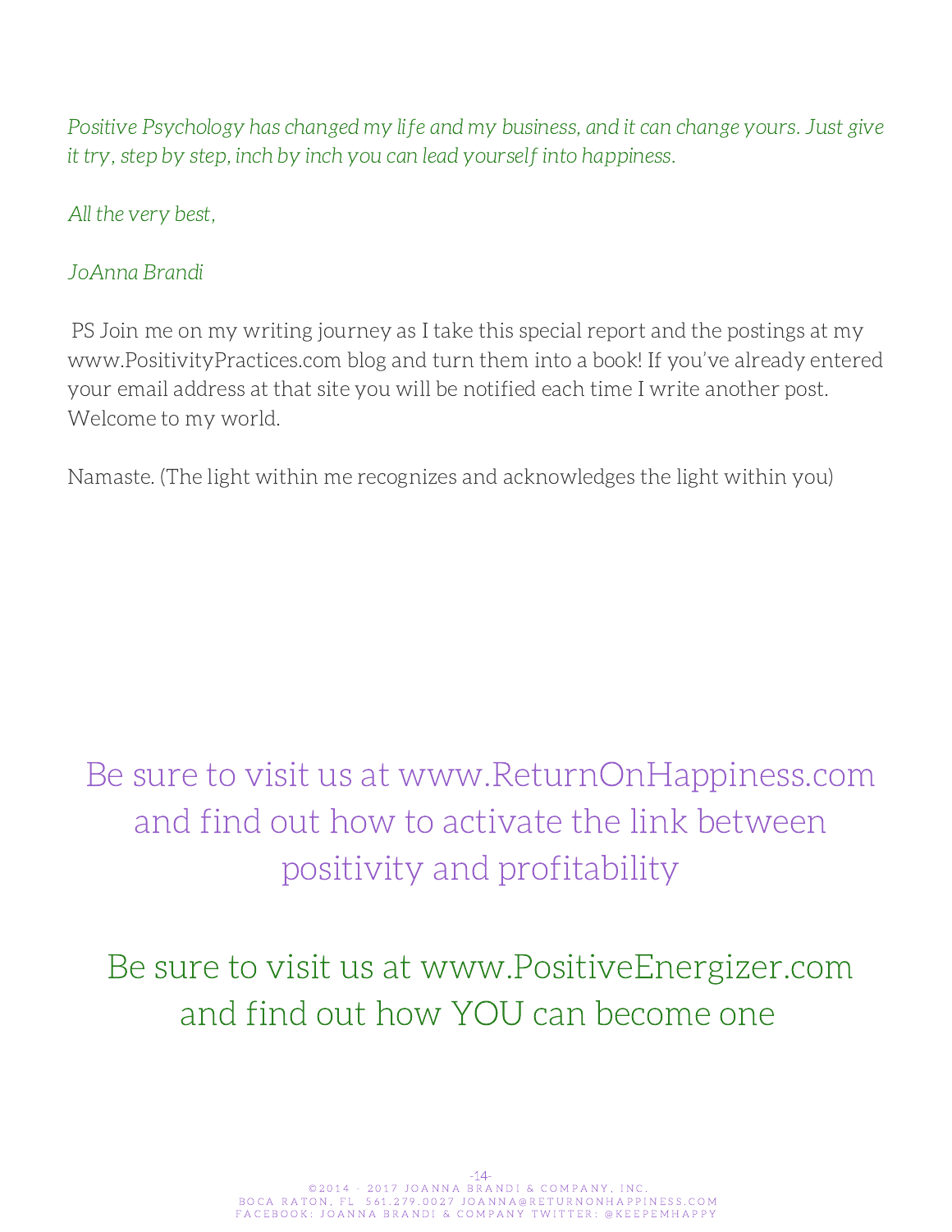*Positive Psychology has changed my life and my business, and it can change yours. Just give it try, step by step, inch by inch you can lead yourself into happiness.*

*All the very best,*

*JoAnna Brandi*

PS Join me on my writing journey as I take this special report and the postings at my www.PositivityPractices.com blog and turn them into a book! If you've already entered your email address at that site you will be notified each time I write another post. Welcome to my world.

Namaste. (The light within me recognizes and acknowledges the light within you)

Be sure to visit us at www.ReturnOnHappiness.com and find out how to activate the link between positivity and profitability

Be sure to visit us at www.PositiveEnergizer.com and find out how YOU can become one